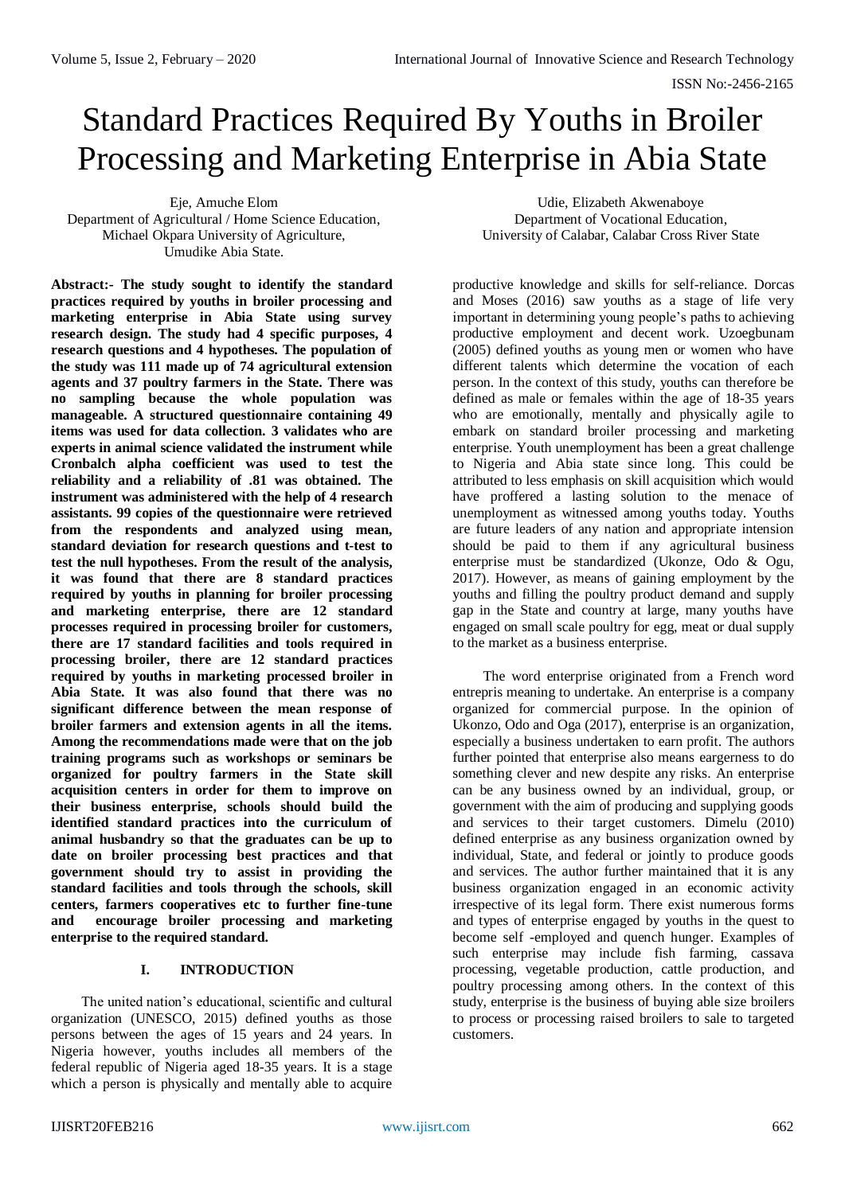# Standard Practices Required By Youths in Broiler Processing and Marketing Enterprise in Abia State

Eje, Amuche Elom
Department of Agricultural / Home Science Education,
Michael Okpara University of Agriculture,
Umudike Abia State.

Udie, Elizabeth Akwenaboye
Department of Vocational Education,
University of Calabar, Calabar Cross River State

**Abstract:- The study sought to identify the standard practices required by youths in broiler processing and marketing enterprise in Abia State using survey research design. The study had 4 specific purposes, 4 research questions and 4 hypotheses. The population of the study was 111 made up of 74 agricultural extension agents and 37 poultry farmers in the State. There was no sampling because the whole population was manageable. A structured questionnaire containing 49 items was used for data collection. 3 validates who are experts in animal science validated the instrument while Cronbalch alpha coefficient was used to test the reliability and a reliability of .81 was obtained. The instrument was administered with the help of 4 research assistants. 99 copies of the questionnaire were retrieved from the respondents and analyzed using mean, standard deviation for research questions and t-test to test the null hypotheses. From the result of the analysis, it was found that there are 8 standard practices required by youths in planning for broiler processing and marketing enterprise, there are 12 standard processes required in processing broiler for customers, there are 17 standard facilities and tools required in processing broiler, there are 12 standard practices required by youths in marketing processed broiler in Abia State. It was also found that there was no significant difference between the mean response of broiler farmers and extension agents in all the items. Among the recommendations made were that on the job training programs such as workshops or seminars be organized for poultry farmers in the State skill acquisition centers in order for them to improve on their business enterprise, schools should build the identified standard practices into the curriculum of animal husbandry so that the graduates can be up to date on broiler processing best practices and that government should try to assist in providing the standard facilities and tools through the schools, skill centers, farmers cooperatives etc to further fine-tune and encourage broiler processing and marketing enterprise to the required standard.**

## I. INTRODUCTION

The united nation's educational, scientific and cultural organization (UNESCO, 2015) defined youths as those persons between the ages of 15 years and 24 years. In Nigeria however, youths includes all members of the federal republic of Nigeria aged 18-35 years. It is a stage which a person is physically and mentally able to acquire productive knowledge and skills for self-reliance. Dorcas and Moses (2016) saw youths as a stage of life very important in determining young people's paths to achieving productive employment and decent work. Uzoegbunam (2005) defined youths as young men or women who have different talents which determine the vocation of each person. In the context of this study, youths can therefore be defined as male or females within the age of 18-35 years who are emotionally, mentally and physically agile to embark on standard broiler processing and marketing enterprise. Youth unemployment has been a great challenge to Nigeria and Abia state since long. This could be attributed to less emphasis on skill acquisition which would have proffered a lasting solution to the menace of unemployment as witnessed among youths today. Youths are future leaders of any nation and appropriate intension should be paid to them if any agricultural business enterprise must be standardized (Ukonze, Odo & Ogu, 2017). However, as means of gaining employment by the youths and filling the poultry product demand and supply gap in the State and country at large, many youths have engaged on small scale poultry for egg, meat or dual supply to the market as a business enterprise.

The word enterprise originated from a French word entrepris meaning to undertake. An enterprise is a company organized for commercial purpose. In the opinion of Ukonzo, Odo and Oga (2017), enterprise is an organization, especially a business undertaken to earn profit. The authors further pointed that enterprise also means eargerness to do something clever and new despite any risks. An enterprise can be any business owned by an individual, group, or government with the aim of producing and supplying goods and services to their target customers. Dimelu (2010) defined enterprise as any business organization owned by individual, State, and federal or jointly to produce goods and services. The author further maintained that it is any business organization engaged in an economic activity irrespective of its legal form. There exist numerous forms and types of enterprise engaged by youths in the quest to become self -employed and quench hunger. Examples of such enterprise may include fish farming, cassava processing, vegetable production, cattle production, and poultry processing among others. In the context of this study, enterprise is the business of buying able size broilers to process or processing raised broilers to sale to targeted customers.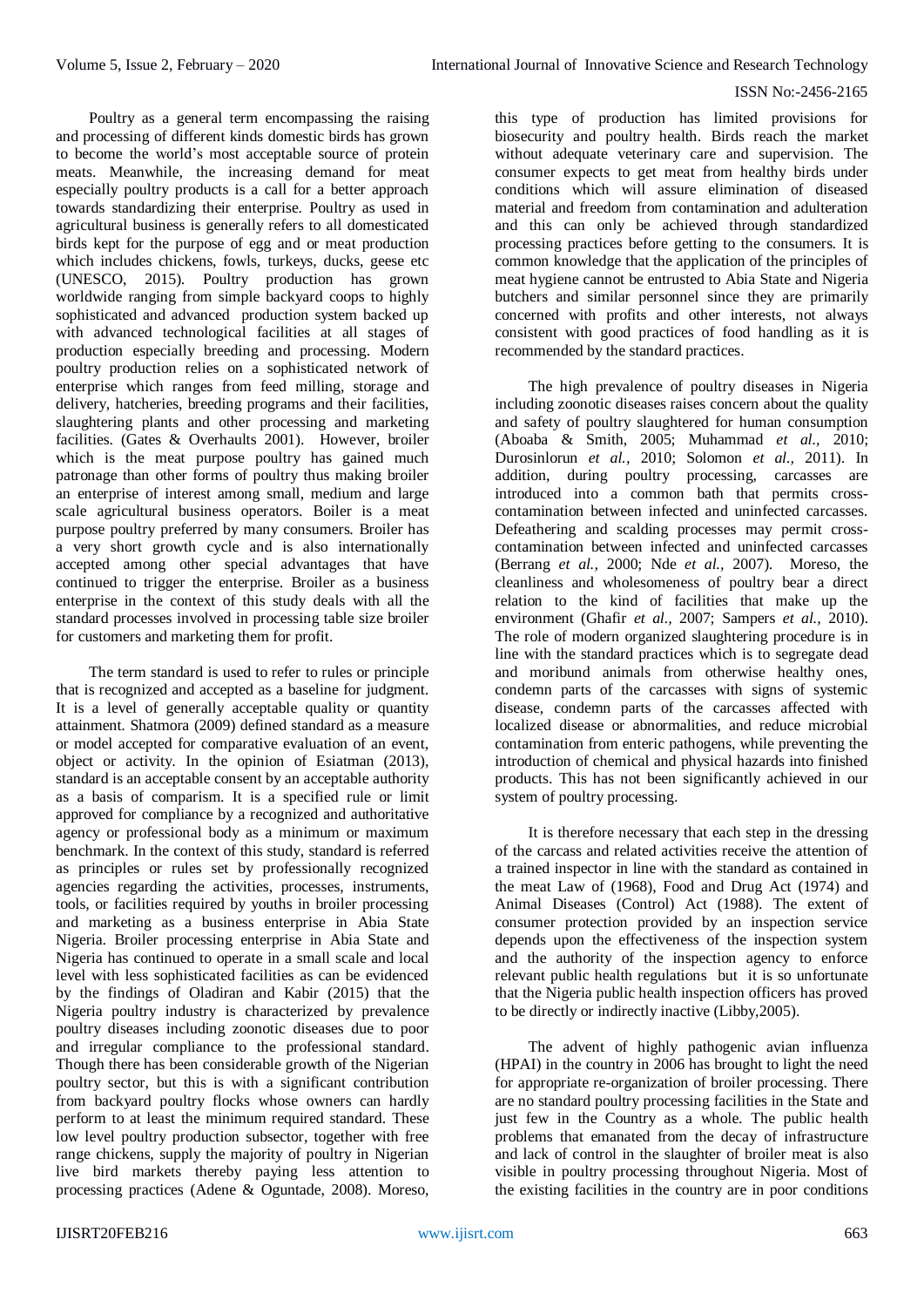Poultry as a general term encompassing the raising and processing of different kinds domestic birds has grown to become the world's most acceptable source of protein meats. Meanwhile, the increasing demand for meat especially poultry products is a call for a better approach towards standardizing their enterprise. Poultry as used in agricultural business is generally refers to all domesticated birds kept for the purpose of egg and or meat production which includes chickens, fowls, turkeys, ducks, geese etc (UNESCO, 2015). Poultry production has grown worldwide ranging from simple backyard coops to highly sophisticated and advanced production system backed up with advanced technological facilities at all stages of production especially breeding and processing. Modern poultry production relies on a sophisticated network of enterprise which ranges from feed milling, storage and delivery, hatcheries, breeding programs and their facilities, slaughtering plants and other processing and marketing facilities. (Gates & Overhaults 2001). However, broiler which is the meat purpose poultry has gained much patronage than other forms of poultry thus making broiler an enterprise of interest among small, medium and large scale agricultural business operators. Boiler is a meat purpose poultry preferred by many consumers. Broiler has a very short growth cycle and is also internationally accepted among other special advantages that have continued to trigger the enterprise. Broiler as a business enterprise in the context of this study deals with all the standard processes involved in processing table size broiler for customers and marketing them for profit.

The term standard is used to refer to rules or principle that is recognized and accepted as a baseline for judgment. It is a level of generally acceptable quality or quantity attainment. Shatmora (2009) defined standard as a measure or model accepted for comparative evaluation of an event, object or activity. In the opinion of Esiatman (2013), standard is an acceptable consent by an acceptable authority as a basis of comparism. It is a specified rule or limit approved for compliance by a recognized and authoritative agency or professional body as a minimum or maximum benchmark. In the context of this study, standard is referred as principles or rules set by professionally recognized agencies regarding the activities, processes, instruments, tools, or facilities required by youths in broiler processing and marketing as a business enterprise in Abia State Nigeria. Broiler processing enterprise in Abia State and Nigeria has continued to operate in a small scale and local level with less sophisticated facilities as can be evidenced by the findings of Oladiran and Kabir (2015) that the Nigeria poultry industry is characterized by prevalence poultry diseases including zoonotic diseases due to poor and irregular compliance to the professional standard. Though there has been considerable growth of the Nigerian poultry sector, but this is with a significant contribution from backyard poultry flocks whose owners can hardly perform to at least the minimum required standard. These low level poultry production subsector, together with free range chickens, supply the majority of poultry in Nigerian live bird markets thereby paying less attention to processing practices (Adene & Oguntade, 2008). Moreso, this type of production has limited provisions for biosecurity and poultry health. Birds reach the market without adequate veterinary care and supervision. The consumer expects to get meat from healthy birds under conditions which will assure elimination of diseased material and freedom from contamination and adulteration and this can only be achieved through standardized processing practices before getting to the consumers. It is common knowledge that the application of the principles of meat hygiene cannot be entrusted to Abia State and Nigeria butchers and similar personnel since they are primarily concerned with profits and other interests, not always consistent with good practices of food handling as it is recommended by the standard practices.

The high prevalence of poultry diseases in Nigeria including zoonotic diseases raises concern about the quality and safety of poultry slaughtered for human consumption (Aboaba & Smith, 2005; Muhammad *et al.,* 2010; Durosinlorun *et al.,* 2010; Solomon *et al.,* 2011). In addition, during poultry processing, carcasses are introduced into a common bath that permits cross-contamination between infected and uninfected carcasses. Defeathering and scalding processes may permit cross-contamination between infected and uninfected carcasses (Berrang *et al.,* 2000; Nde *et al.,* 2007). Moreso, the cleanliness and wholesomeness of poultry bear a direct relation to the kind of facilities that make up the environment (Ghafir *et al.,* 2007; Sampers *et al.,* 2010). The role of modern organized slaughtering procedure is in line with the standard practices which is to segregate dead and moribund animals from otherwise healthy ones, condemn parts of the carcasses with signs of systemic disease, condemn parts of the carcasses affected with localized disease or abnormalities, and reduce microbial contamination from enteric pathogens, while preventing the introduction of chemical and physical hazards into finished products. This has not been significantly achieved in our system of poultry processing.

It is therefore necessary that each step in the dressing of the carcass and related activities receive the attention of a trained inspector in line with the standard as contained in the meat Law of (1968), Food and Drug Act (1974) and Animal Diseases (Control) Act (1988). The extent of consumer protection provided by an inspection service depends upon the effectiveness of the inspection system and the authority of the inspection agency to enforce relevant public health regulations but it is so unfortunate that the Nigeria public health inspection officers has proved to be directly or indirectly inactive (Libby,2005).

The advent of highly pathogenic avian influenza (HPAI) in the country in 2006 has brought to light the need for appropriate re-organization of broiler processing. There are no standard poultry processing facilities in the State and just few in the Country as a whole. The public health problems that emanated from the decay of infrastructure and lack of control in the slaughter of broiler meat is also visible in poultry processing throughout Nigeria. Most of the existing facilities in the country are in poor conditions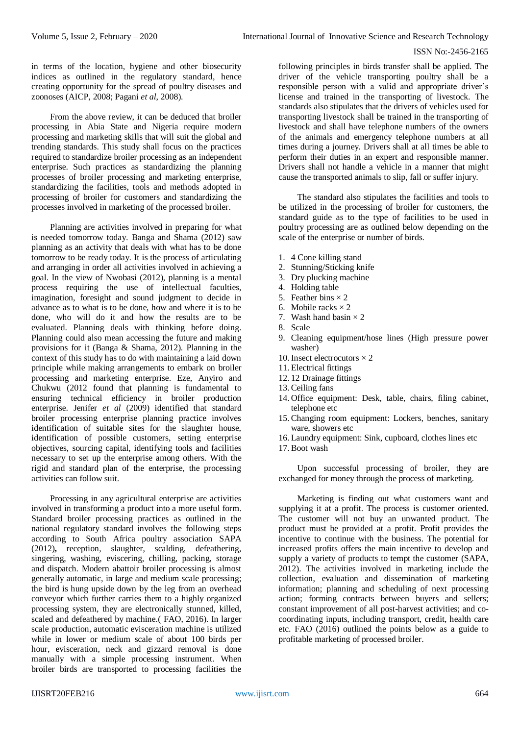in terms of the location, hygiene and other biosecurity indices as outlined in the regulatory standard, hence creating opportunity for the spread of poultry diseases and zoonoses (AICP, 2008; Pagani *et al*, 2008).

From the above review, it can be deduced that broiler processing in Abia State and Nigeria require modern processing and marketing skills that will suit the global and trending standards. This study shall focus on the practices required to standardize broiler processing as an independent enterprise. Such practices as standardizing the planning processes of broiler processing and marketing enterprise, standardizing the facilities, tools and methods adopted in processing of broiler for customers and standardizing the processes involved in marketing of the processed broiler.

Planning are activities involved in preparing for what is needed tomorrow today. Banga and Shama (2012) saw planning as an activity that deals with what has to be done tomorrow to be ready today. It is the process of articulating and arranging in order all activities involved in achieving a goal. In the view of Nwobasi (2012), planning is a mental process requiring the use of intellectual faculties, imagination, foresight and sound judgment to decide in advance as to what is to be done, how and where it is to be done, who will do it and how the results are to be evaluated. Planning deals with thinking before doing. Planning could also mean accessing the future and making provisions for it (Banga & Shama, 2012). Planning in the context of this study has to do with maintaining a laid down principle while making arrangements to embark on broiler processing and marketing enterprise. Eze, Anyiro and Chukwu (2012 found that planning is fundamental to ensuring technical efficiency in broiler production enterprise. Jenifer *et al* (2009) identified that standard broiler processing enterprise planning practice involves identification of suitable sites for the slaughter house, identification of possible customers, setting enterprise objectives, sourcing capital, identifying tools and facilities necessary to set up the enterprise among others. With the rigid and standard plan of the enterprise, the processing activities can follow suit.

Processing in any agricultural enterprise are activities involved in transforming a product into a more useful form. Standard broiler processing practices as outlined in the national regulatory standard involves the following steps according to South Africa poultry association SAPA (2012)**,** reception, slaughter, scalding, defeathering, singering, washing, eviscering, chilling, packing, storage and dispatch. Modern abattoir broiler processing is almost generally automatic, in large and medium scale processing; the bird is hung upside down by the leg from an overhead conveyor which further carries them to a highly organized processing system, they are electronically stunned, killed, scaled and defeathered by machine.( FAO, 2016). In larger scale production, automatic evisceration machine is utilized while in lower or medium scale of about 100 birds per hour, evisceration, neck and gizzard removal is done manually with a simple processing instrument. When broiler birds are transported to processing facilities the following principles in birds transfer shall be applied. The driver of the vehicle transporting poultry shall be a responsible person with a valid and appropriate driver's license and trained in the transporting of livestock. The standards also stipulates that the drivers of vehicles used for transporting livestock shall be trained in the transporting of livestock and shall have telephone numbers of the owners of the animals and emergency telephone numbers at all times during a journey. Drivers shall at all times be able to perform their duties in an expert and responsible manner. Drivers shall not handle a vehicle in a manner that might cause the transported animals to slip, fall or suffer injury.

The standard also stipulates the facilities and tools to be utilized in the processing of broiler for customers, the standard guide as to the type of facilities to be used in poultry processing are as outlined below depending on the scale of the enterprise or number of birds.

1. 4 Cone killing stand
2. Stunning/Sticking knife
3. Dry plucking machine
4. Holding table
5. Feather bins × 2
6. Mobile racks × 2
7. Wash hand basin × 2
8. Scale
9. Cleaning equipment/hose lines (High pressure power washer)
10. Insect electrocutors × 2
11. Electrical fittings
12. 12 Drainage fittings
13. Ceiling fans
14. Office equipment: Desk, table, chairs, filing cabinet, telephone etc
15. Changing room equipment: Lockers, benches, sanitary ware, showers etc
16. Laundry equipment: Sink, cupboard, clothes lines etc
17. Boot wash

Upon successful processing of broiler, they are exchanged for money through the process of marketing.

Marketing is finding out what customers want and supplying it at a profit. The process is customer oriented. The customer will not buy an unwanted product. The product must be provided at a profit. Profit provides the incentive to continue with the business. The potential for increased profits offers the main incentive to develop and supply a variety of products to tempt the customer (SAPA, 2012). The activities involved in marketing include the collection, evaluation and dissemination of marketing information; planning and scheduling of next processing action; forming contracts between buyers and sellers; constant improvement of all post-harvest activities; and co-coordinating inputs, including transport, credit, health care etc. FAO (2016) outlined the points below as a guide to profitable marketing of processed broiler.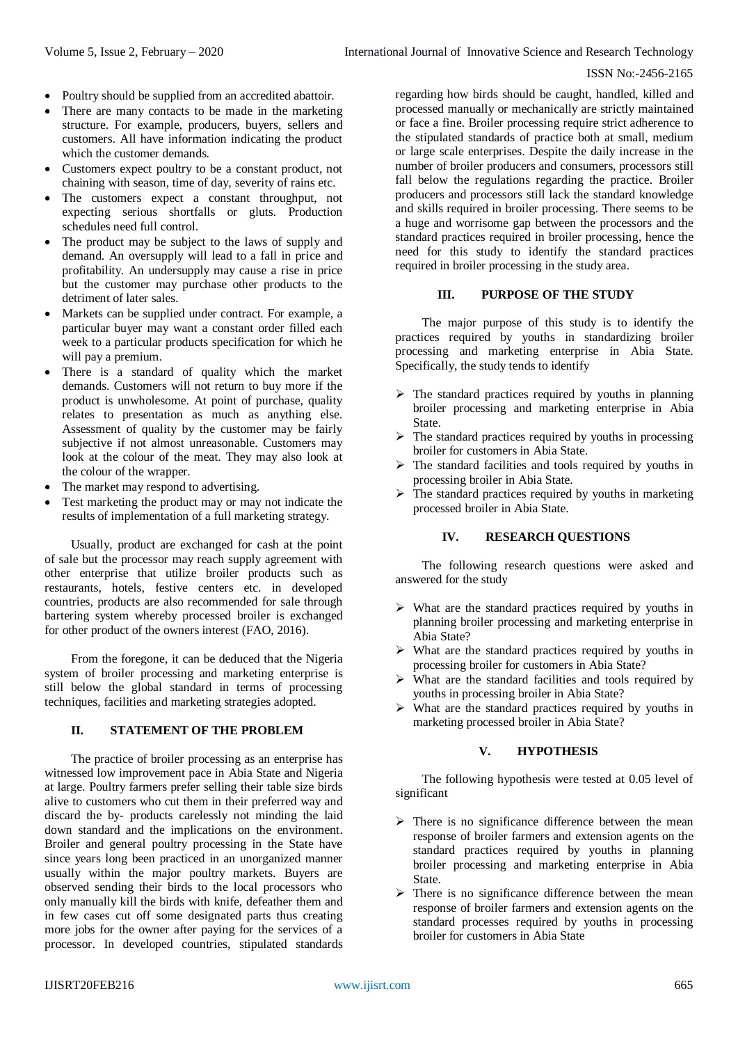- Poultry should be supplied from an accredited abattoir.
- There are many contacts to be made in the marketing structure. For example, producers, buyers, sellers and customers. All have information indicating the product which the customer demands.
- Customers expect poultry to be a constant product, not chaining with season, time of day, severity of rains etc.
- The customers expect a constant throughput, not expecting serious shortfalls or gluts. Production schedules need full control.
- The product may be subject to the laws of supply and demand. An oversupply will lead to a fall in price and profitability. An undersupply may cause a rise in price but the customer may purchase other products to the detriment of later sales.
- Markets can be supplied under contract. For example, a particular buyer may want a constant order filled each week to a particular products specification for which he will pay a premium.
- There is a standard of quality which the market demands. Customers will not return to buy more if the product is unwholesome. At point of purchase, quality relates to presentation as much as anything else. Assessment of quality by the customer may be fairly subjective if not almost unreasonable. Customers may look at the colour of the meat. They may also look at the colour of the wrapper.
- The market may respond to advertising.
- Test marketing the product may or may not indicate the results of implementation of a full marketing strategy.

Usually, product are exchanged for cash at the point of sale but the processor may reach supply agreement with other enterprise that utilize broiler products such as restaurants, hotels, festive centers etc. in developed countries, products are also recommended for sale through bartering system whereby processed broiler is exchanged for other product of the owners interest (FAO, 2016).

From the foregone, it can be deduced that the Nigeria system of broiler processing and marketing enterprise is still below the global standard in terms of processing techniques, facilities and marketing strategies adopted.

## II. STATEMENT OF THE PROBLEM

The practice of broiler processing as an enterprise has witnessed low improvement pace in Abia State and Nigeria at large. Poultry farmers prefer selling their table size birds alive to customers who cut them in their preferred way and discard the by- products carelessly not minding the laid down standard and the implications on the environment. Broiler and general poultry processing in the State have since years long been practiced in an unorganized manner usually within the major poultry markets. Buyers are observed sending their birds to the local processors who only manually kill the birds with knife, defeather them and in few cases cut off some designated parts thus creating more jobs for the owner after paying for the services of a processor. In developed countries, stipulated standards regarding how birds should be caught, handled, killed and processed manually or mechanically are strictly maintained or face a fine. Broiler processing require strict adherence to the stipulated standards of practice both at small, medium or large scale enterprises. Despite the daily increase in the number of broiler producers and consumers, processors still fall below the regulations regarding the practice. Broiler producers and processors still lack the standard knowledge and skills required in broiler processing. There seems to be a huge and worrisome gap between the processors and the standard practices required in broiler processing, hence the need for this study to identify the standard practices required in broiler processing in the study area.

## III. PURPOSE OF THE STUDY

The major purpose of this study is to identify the practices required by youths in standardizing broiler processing and marketing enterprise in Abia State. Specifically, the study tends to identify

- The standard practices required by youths in planning broiler processing and marketing enterprise in Abia State.
- The standard practices required by youths in processing broiler for customers in Abia State.
- The standard facilities and tools required by youths in processing broiler in Abia State.
- The standard practices required by youths in marketing processed broiler in Abia State.

## IV. RESEARCH QUESTIONS

The following research questions were asked and answered for the study

- What are the standard practices required by youths in planning broiler processing and marketing enterprise in Abia State?
- What are the standard practices required by youths in processing broiler for customers in Abia State?
- What are the standard facilities and tools required by youths in processing broiler in Abia State?
- What are the standard practices required by youths in marketing processed broiler in Abia State?

## V. HYPOTHESIS

The following hypothesis were tested at 0.05 level of significant

- There is no significance difference between the mean response of broiler farmers and extension agents on the standard practices required by youths in planning broiler processing and marketing enterprise in Abia State.
- There is no significance difference between the mean response of broiler farmers and extension agents on the standard processes required by youths in processing broiler for customers in Abia State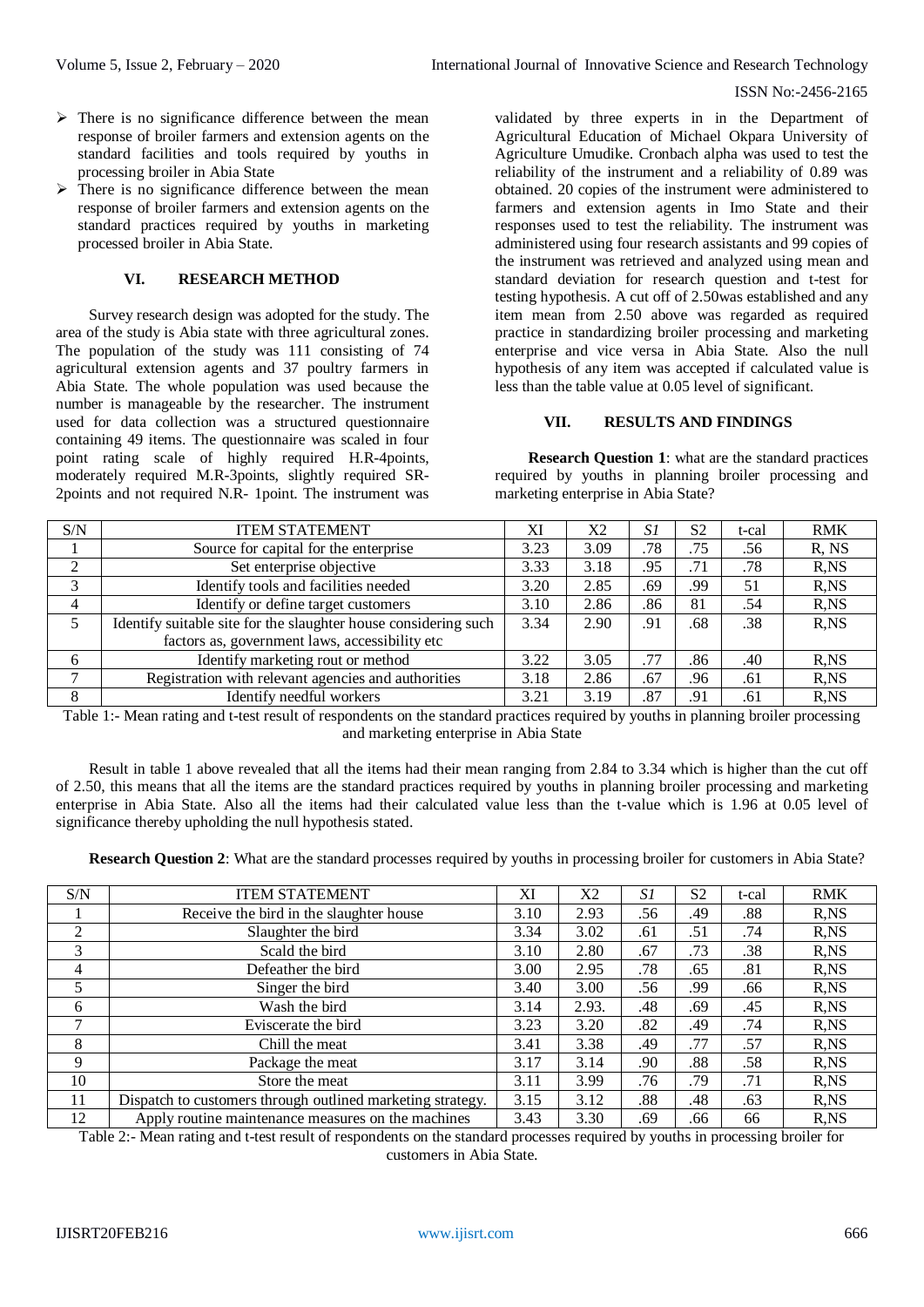- There is no significance difference between the mean response of broiler farmers and extension agents on the standard facilities and tools required by youths in processing broiler in Abia State
- There is no significance difference between the mean response of broiler farmers and extension agents on the standard practices required by youths in marketing processed broiler in Abia State.

## VI. RESEARCH METHOD

Survey research design was adopted for the study. The area of the study is Abia state with three agricultural zones. The population of the study was 111 consisting of 74 agricultural extension agents and 37 poultry farmers in Abia State. The whole population was used because the number is manageable by the researcher. The instrument used for data collection was a structured questionnaire containing 49 items. The questionnaire was scaled in four point rating scale of highly required H.R-4points, moderately required M.R-3points, slightly required SR-2points and not required N.R- 1point. The instrument was validated by three experts in in the Department of Agricultural Education of Michael Okpara University of Agriculture Umudike. Cronbach alpha was used to test the reliability of the instrument and a reliability of 0.89 was obtained. 20 copies of the instrument were administered to farmers and extension agents in Imo State and their responses used to test the reliability. The instrument was administered using four research assistants and 99 copies of the instrument was retrieved and analyzed using mean and standard deviation for research question and t-test for testing hypothesis. A cut off of 2.50was established and any item mean from 2.50 above was regarded as required practice in standardizing broiler processing and marketing enterprise and vice versa in Abia State. Also the null hypothesis of any item was accepted if calculated value is less than the table value at 0.05 level of significant.

## VII. RESULTS AND FINDINGS

**Research Question 1**: what are the standard practices required by youths in planning broiler processing and marketing enterprise in Abia State?

| S/N | ITEM STATEMENT | XI | X2 | *S1* | S2 | t-cal | RMK |
|---|---|---|---|---|---|---|---|
| 1 | Source for capital for the enterprise | 3.23 | 3.09 | .78 | .75 | .56 | R, NS |
| 2 | Set enterprise objective | 3.33 | 3.18 | .95 | .71 | .78 | R,NS |
| 3 | Identify tools and facilities needed | 3.20 | 2.85 | .69 | .99 | 51 | R,NS |
| 4 | Identify or define target customers | 3.10 | 2.86 | .86 | 81 | .54 | R,NS |
| 5 | Identify suitable site for the slaughter house considering such factors as, government laws, accessibility etc | 3.34 | 2.90 | .91 | .68 | .38 | R,NS |
| 6 | Identify marketing rout or method | 3.22 | 3.05 | .77 | .86 | .40 | R,NS |
| 7 | Registration with relevant agencies and authorities | 3.18 | 2.86 | .67 | .96 | .61 | R,NS |
| 8 | Identify needful workers | 3.21 | 3.19 | .87 | .91 | .61 | R,NS |

Table 1:- Mean rating and t-test result of respondents on the standard practices required by youths in planning broiler processing and marketing enterprise in Abia State

Result in table 1 above revealed that all the items had their mean ranging from 2.84 to 3.34 which is higher than the cut off of 2.50, this means that all the items are the standard practices required by youths in planning broiler processing and marketing enterprise in Abia State. Also all the items had their calculated value less than the t-value which is 1.96 at 0.05 level of significance thereby upholding the null hypothesis stated.

**Research Question 2**: What are the standard processes required by youths in processing broiler for customers in Abia State?

| S/N | ITEM STATEMENT | XI | X2 | *S1* | S2 | t-cal | RMK |
|---|---|---|---|---|---|---|---|
| 1 | Receive the bird in the slaughter house | 3.10 | 2.93 | .56 | .49 | .88 | R,NS |
| 2 | Slaughter the bird | 3.34 | 3.02 | .61 | .51 | .74 | R,NS |
| 3 | Scald the bird | 3.10 | 2.80 | .67 | .73 | .38 | R,NS |
| 4 | Defeather the bird | 3.00 | 2.95 | .78 | .65 | .81 | R,NS |
| 5 | Singer the bird | 3.40 | 3.00 | .56 | .99 | .66 | R,NS |
| 6 | Wash the bird | 3.14 | 2.93. | .48 | .69 | .45 | R,NS |
| 7 | Eviscerate the bird | 3.23 | 3.20 | .82 | .49 | .74 | R,NS |
| 8 | Chill the meat | 3.41 | 3.38 | .49 | .77 | .57 | R,NS |
| 9 | Package the meat | 3.17 | 3.14 | .90 | .88 | .58 | R,NS |
| 10 | Store the meat | 3.11 | 3.99 | .76 | .79 | .71 | R,NS |
| 11 | Dispatch to customers through outlined marketing strategy. | 3.15 | 3.12 | .88 | .48 | .63 | R,NS |
| 12 | Apply routine maintenance measures on the machines | 3.43 | 3.30 | .69 | .66 | 66 | R,NS |

Table 2:- Mean rating and t-test result of respondents on the standard processes required by youths in processing broiler for customers in Abia State.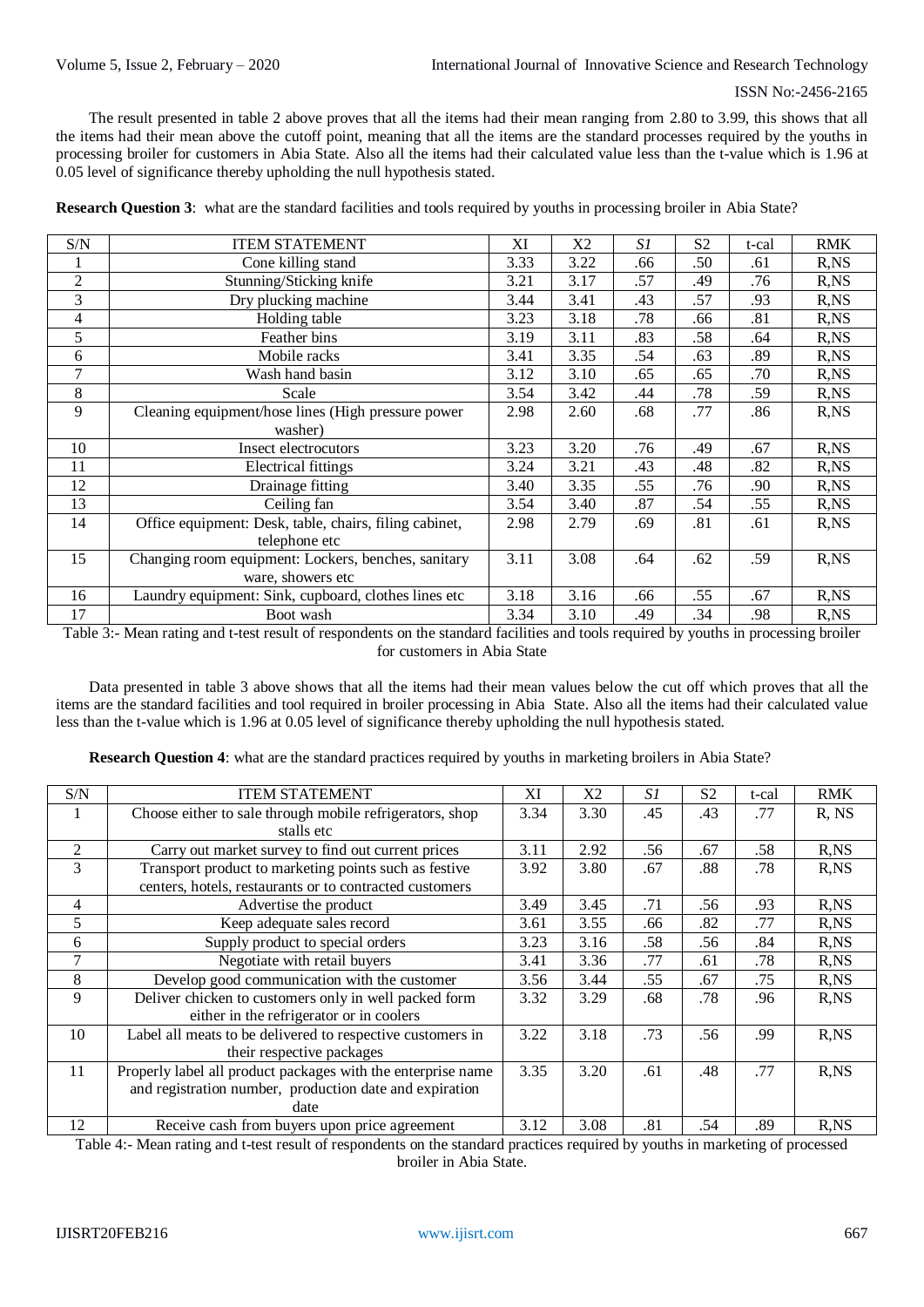The result presented in table 2 above proves that all the items had their mean ranging from 2.80 to 3.99, this shows that all the items had their mean above the cutoff point, meaning that all the items are the standard processes required by the youths in processing broiler for customers in Abia State. Also all the items had their calculated value less than the t-value which is 1.96 at 0.05 level of significance thereby upholding the null hypothesis stated.

**Research Question 3**: what are the standard facilities and tools required by youths in processing broiler in Abia State?

| S/N | ITEM STATEMENT | XI | X2 | *S1* | S2 | t-cal | RMK |
|---|---|---|---|---|---|---|---|
| 1 | Cone killing stand | 3.33 | 3.22 | .66 | .50 | .61 | R,NS |
| 2 | Stunning/Sticking knife | 3.21 | 3.17 | .57 | .49 | .76 | R,NS |
| 3 | Dry plucking machine | 3.44 | 3.41 | .43 | .57 | .93 | R,NS |
| 4 | Holding table | 3.23 | 3.18 | .78 | .66 | .81 | R,NS |
| 5 | Feather bins | 3.19 | 3.11 | .83 | .58 | .64 | R,NS |
| 6 | Mobile racks | 3.41 | 3.35 | .54 | .63 | .89 | R,NS |
| 7 | Wash hand basin | 3.12 | 3.10 | .65 | .65 | .70 | R,NS |
| 8 | Scale | 3.54 | 3.42 | .44 | .78 | .59 | R,NS |
| 9 | Cleaning equipment/hose lines (High pressure power washer) | 2.98 | 2.60 | .68 | .77 | .86 | R,NS |
| 10 | Insect electrocutors | 3.23 | 3.20 | .76 | .49 | .67 | R,NS |
| 11 | Electrical fittings | 3.24 | 3.21 | .43 | .48 | .82 | R,NS |
| 12 | Drainage fitting | 3.40 | 3.35 | .55 | .76 | .90 | R,NS |
| 13 | Ceiling fan | 3.54 | 3.40 | .87 | .54 | .55 | R,NS |
| 14 | Office equipment: Desk, table, chairs, filing cabinet, telephone etc | 2.98 | 2.79 | .69 | .81 | .61 | R,NS |
| 15 | Changing room equipment: Lockers, benches, sanitary ware, showers etc | 3.11 | 3.08 | .64 | .62 | .59 | R,NS |
| 16 | Laundry equipment: Sink, cupboard, clothes lines etc | 3.18 | 3.16 | .66 | .55 | .67 | R,NS |
| 17 | Boot wash | 3.34 | 3.10 | .49 | .34 | .98 | R,NS |

Table 3:- Mean rating and t-test result of respondents on the standard facilities and tools required by youths in processing broiler for customers in Abia State

Data presented in table 3 above shows that all the items had their mean values below the cut off which proves that all the items are the standard facilities and tool required in broiler processing in Abia State. Also all the items had their calculated value less than the t-value which is 1.96 at 0.05 level of significance thereby upholding the null hypothesis stated.

**Research Question 4**: what are the standard practices required by youths in marketing broilers in Abia State?

| S/N | ITEM STATEMENT | XI | X2 | *S1* | S2 | t-cal | RMK |
|---|---|---|---|---|---|---|---|
| 1 | Choose either to sale through mobile refrigerators, shop stalls etc | 3.34 | 3.30 | .45 | .43 | .77 | R, NS |
| 2 | Carry out market survey to find out current prices | 3.11 | 2.92 | .56 | .67 | .58 | R,NS |
| 3 | Transport product to marketing points such as festive centers, hotels, restaurants or to contracted customers | 3.92 | 3.80 | .67 | .88 | .78 | R,NS |
| 4 | Advertise the product | 3.49 | 3.45 | .71 | .56 | .93 | R,NS |
| 5 | Keep adequate sales record | 3.61 | 3.55 | .66 | .82 | .77 | R,NS |
| 6 | Supply product to special orders | 3.23 | 3.16 | .58 | .56 | .84 | R,NS |
| 7 | Negotiate with retail buyers | 3.41 | 3.36 | .77 | .61 | .78 | R,NS |
| 8 | Develop good communication with the customer | 3.56 | 3.44 | .55 | .67 | .75 | R,NS |
| 9 | Deliver chicken to customers only in well packed form either in the refrigerator or in coolers | 3.32 | 3.29 | .68 | .78 | .96 | R,NS |
| 10 | Label all meats to be delivered to respective customers in their respective packages | 3.22 | 3.18 | .73 | .56 | .99 | R,NS |
| 11 | Properly label all product packages with the enterprise name and registration number, production date and expiration date | 3.35 | 3.20 | .61 | .48 | .77 | R,NS |
| 12 | Receive cash from buyers upon price agreement | 3.12 | 3.08 | .81 | .54 | .89 | R,NS |

Table 4:- Mean rating and t-test result of respondents on the standard practices required by youths in marketing of processed broiler in Abia State.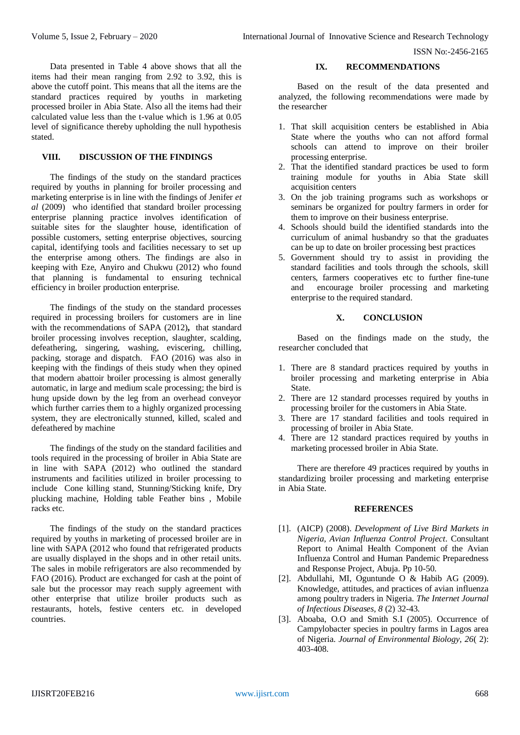Data presented in Table 4 above shows that all the items had their mean ranging from 2.92 to 3.92, this is above the cutoff point. This means that all the items are the standard practices required by youths in marketing processed broiler in Abia State. Also all the items had their calculated value less than the t-value which is 1.96 at 0.05 level of significance thereby upholding the null hypothesis stated.

## VIII. DISCUSSION OF THE FINDINGS

The findings of the study on the standard practices required by youths in planning for broiler processing and marketing enterprise is in line with the findings of Jenifer *et al* (2009) who identified that standard broiler processing enterprise planning practice involves identification of suitable sites for the slaughter house, identification of possible customers, setting enterprise objectives, sourcing capital, identifying tools and facilities necessary to set up the enterprise among others. The findings are also in keeping with Eze, Anyiro and Chukwu (2012) who found that planning is fundamental to ensuring technical efficiency in broiler production enterprise.

The findings of the study on the standard processes required in processing broilers for customers are in line with the recommendations of SAPA (2012)**,** that standard broiler processing involves reception, slaughter, scalding, defeathering, singering, washing, eviscering, chilling, packing, storage and dispatch. FAO (2016) was also in keeping with the findings of theis study when they opined that modern abattoir broiler processing is almost generally automatic, in large and medium scale processing; the bird is hung upside down by the leg from an overhead conveyor which further carries them to a highly organized processing system, they are electronically stunned, killed, scaled and defeathered by machine

The findings of the study on the standard facilities and tools required in the processing of broiler in Abia State are in line with SAPA (2012) who outlined the standard instruments and facilities utilized in broiler processing to include Cone killing stand, Stunning/Sticking knife, Dry plucking machine, Holding table Feather bins , Mobile racks etc.

The findings of the study on the standard practices required by youths in marketing of processed broiler are in line with SAPA (2012 who found that refrigerated products are usually displayed in the shops and in other retail units. The sales in mobile refrigerators are also recommended by FAO (2016). Product are exchanged for cash at the point of sale but the processor may reach supply agreement with other enterprise that utilize broiler products such as restaurants, hotels, festive centers etc. in developed countries.

## IX. RECOMMENDATIONS

Based on the result of the data presented and analyzed, the following recommendations were made by the researcher

1. That skill acquisition centers be established in Abia State where the youths who can not afford formal schools can attend to improve on their broiler processing enterprise.
2. That the identified standard practices be used to form training module for youths in Abia State skill acquisition centers
3. On the job training programs such as workshops or seminars be organized for poultry farmers in order for them to improve on their business enterprise.
4. Schools should build the identified standards into the curriculum of animal husbandry so that the graduates can be up to date on broiler processing best practices
5. Government should try to assist in providing the standard facilities and tools through the schools, skill centers, farmers cooperatives etc to further fine-tune and encourage broiler processing and marketing enterprise to the required standard.

## X. CONCLUSION

Based on the findings made on the study, the researcher concluded that

1. There are 8 standard practices required by youths in broiler processing and marketing enterprise in Abia State.
2. There are 12 standard processes required by youths in processing broiler for the customers in Abia State.
3. There are 17 standard facilities and tools required in processing of broiler in Abia State.
4. There are 12 standard practices required by youths in marketing processed broiler in Abia State.

There are therefore 49 practices required by youths in standardizing broiler processing and marketing enterprise in Abia State.

## REFERENCES

[1]. (AICP) (2008). *Development of Live Bird Markets in Nigeria, Avian Influenza Control Project*. Consultant Report to Animal Health Component of the Avian Influenza Control and Human Pandemic Preparedness and Response Project, Abuja. Pp 10-50.

[2]. Abdullahi, MI, Oguntunde O & Habib AG (2009). Knowledge, attitudes, and practices of avian influenza among poultry traders in Nigeria. *The Internet Journal of Infectious Diseases, 8* (2) 32-43.

[3]. Aboaba, O.O and Smith S.I (2005). Occurrence of Campylobacter species in poultry farms in Lagos area of Nigeria. *Journal of Environmental Biology, 26*( 2): 403-408.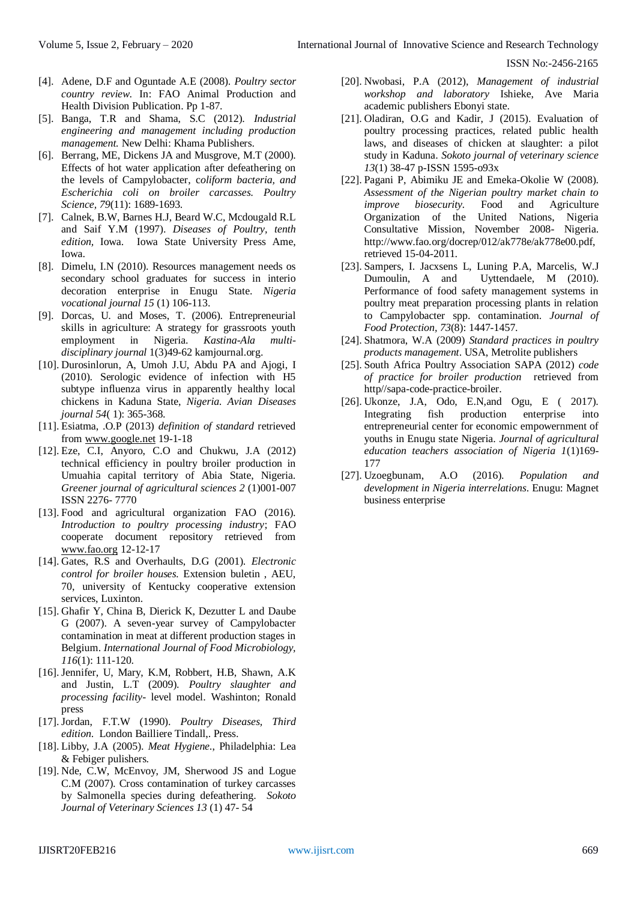[4]. Adene, D.F and Oguntade A.E (2008). *Poultry sector country review.* In: FAO Animal Production and Health Division Publication. Pp 1-87.

[5]. Banga, T.R and Shama, S.C (2012). *Industrial engineering and management including production management.* New Delhi: Khama Publishers.

[6]. Berrang, ME, Dickens JA and Musgrove, M.T (2000). Effects of hot water application after defeathering on the levels of Campylobacter, c*oliform bacteria, and Escherichia coli on broiler carcasses. Poultry Science, 79*(11): 1689-1693.

[7]. Calnek, B.W, Barnes H.J, Beard W.C, Mcdougald R.L and Saif Y.M (1997). *Diseases of Poultry, tenth edition,* Iowa. Iowa State University Press Ame, Iowa.

[8]. Dimelu, I.N (2010). Resources management needs os secondary school graduates for success in interio decoration enterprise in Enugu State. *Nigeria vocational journal 15* (1) 106-113.

[9]. Dorcas, U. and Moses, T. (2006). Entrepreneurial skills in agriculture: A strategy for grassroots youth employment in Nigeria. *Kastina-Ala multi-disciplinary journal* 1(3)49-62 kamjournal.org.

[10]. Durosinlorun, A, Umoh J.U, Abdu PA and Ajogi, I (2010). Serologic evidence of infection with H5 subtype influenza virus in apparently healthy local chickens in Kaduna State, *Nigeria. Avian Diseases journal 54*( 1): 365-368.

[11]. Esiatma, .O.P (2013) *definition of standard* retrieved from www.google.net 19-1-18

[12]. Eze, C.I, Anyoro, C.O and Chukwu, J.A (2012) technical efficiency in poultry broiler production in Umuahia capital territory of Abia State, Nigeria. *Greener journal of agricultural sciences 2* (1)001-007 ISSN 2276- 7770

[13]. Food and agricultural organization FAO (2016). *Introduction to poultry processing industry*; FAO cooperate document repository retrieved from www.fao.org 12-12-17

[14]. Gates, R.S and Overhaults, D.G (2001). *Electronic control for broiler houses.* Extension buletin , AEU, 70, university of Kentucky cooperative extension services, Luxinton.

[15]. Ghafir Y, China B, Dierick K, Dezutter L and Daube G (2007). A seven-year survey of Campylobacter contamination in meat at different production stages in Belgium. *International Journal of Food Microbiology, 116*(1): 111-120.

[16]. Jennifer, U, Mary, K.M, Robbert, H.B, Shawn, A.K and Justin, L.T (2009). *Poultry slaughter and processing facility-* level model. Washinton; Ronald press

[17]. Jordan, F.T.W (1990). *Poultry Diseases, Third edition.* London Bailliere Tindall,. Press.

[18]. Libby, J.A (2005). *Meat Hygiene.*, Philadelphia: Lea & Febiger pulishers.

[19]. Nde, C.W, McEnvoy, JM, Sherwood JS and Logue C.M (2007). Cross contamination of turkey carcasses by Salmonella species during defeathering. *Sokoto Journal of Veterinary Sciences 13* (1) 47- 54

[20]. Nwobasi, P.A (2012), *Management of industrial workshop and laboratory* Ishieke, Ave Maria academic publishers Ebonyi state.

[21]. Oladiran, O.G and Kadir, J (2015). Evaluation of poultry processing practices, related public health laws, and diseases of chicken at slaughter: a pilot study in Kaduna. *Sokoto journal of veterinary science 13*(1) 38-47 p-ISSN 1595-o93x

[22]. Pagani P, Abimiku JE and Emeka-Okolie W (2008). *Assessment of the Nigerian poultry market chain to improve biosecurity.* Food and Agriculture Organization of the United Nations, Nigeria Consultative Mission, November 2008- Nigeria. http://www.fao.org/docrep/012/ak778e/ak778e00.pdf, retrieved 15-04-2011.

[23]. Sampers, I. Jacxsens L, Luning P.A, Marcelis, W.J Dumoulin, A and Uyttendaele, M (2010). Performance of food safety management systems in poultry meat preparation processing plants in relation to Campylobacter spp. contamination. *Journal of Food Protection, 73*(8): 1447-1457.

[24]. Shatmora, W.A (2009) *Standard practices in poultry products management*. USA, Metrolite publishers

[25]. South Africa Poultry Association SAPA (2012) *code of practice for broiler production* retrieved from http//sapa-code-practice-broiler.

[26]. Ukonze, J.A, Odo, E.N,and Ogu, E ( 2017). Integrating fish production enterprise into entrepreneurial center for economic empowernment of youths in Enugu state Nigeria. *Journal of agricultural education teachers association of Nigeria 1*(1)169-177

[27]. Uzoegbunam, A.O (2016). *Population and development in Nigeria interrelations*. Enugu: Magnet business enterprise